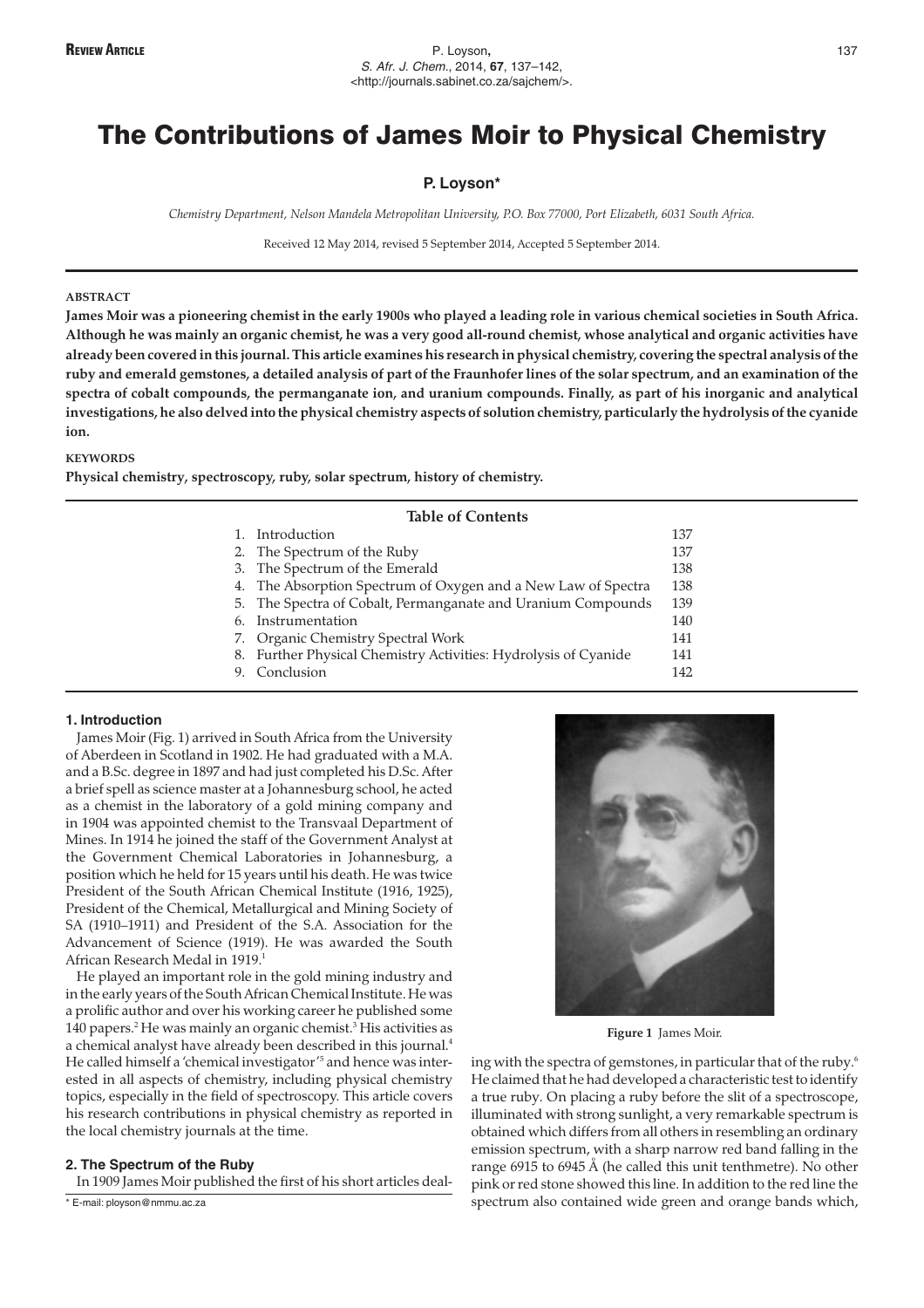# The Contributions of James Moir to Physical Chemistry

**P. Loyson***

*Chemistry Department, Nelson Mandela Metropolitan University, P.O. Box 77000, Port Elizabeth, 6031 South Africa.*

Received 12 May 2014, revised 5 September 2014, Accepted 5 September 2014.

### ABSTRACT

**James Moir was a pioneering chemist in the early 1900s who played a leading role in various chemical societies in South Africa. Although he was mainly an organic chemist, he was a very good all-round chemist, whose analytical and organic activities have already been covered in this journal. This article examines his research in physical chemistry, covering the spectral analysis of the ruby and emerald gemstones, a detailed analysis of part of the Fraunhofer lines of the solar spectrum, and an examination of the spectra of cobalt compounds, the permanganate ion, and uranium compounds. Finally, as part of his inorganic and analytical investigations, he also delved into the physical chemistry aspects of solution chemistry, particularly the hydrolysis of the cyanide ion.**

### KEYWORDS

**Physical chemistry, spectroscopy, ruby, solar spectrum, history of chemistry.**

**Table of Contents**

| | |
|---|---|
| 1. Introduction | 137 |
| 2. The Spectrum of the Ruby | 137 |
| 3. The Spectrum of the Emerald | 138 |
| 4. The Absorption Spectrum of Oxygen and a New Law of Spectra | 138 |
| 5. The Spectra of Cobalt, Permanganate and Uranium Compounds | 139 |
| 6. Instrumentation | 140 |
| 7. Organic Chemistry Spectral Work | 141 |
| 8. Further Physical Chemistry Activities: Hydrolysis of Cyanide | 141 |
| 9. Conclusion | 142 |

## 1. Introduction

James Moir (Fig. 1) arrived in South Africa from the University of Aberdeen in Scotland in 1902. He had graduated with a M.A. and a B.Sc. degree in 1897 and had just completed his D.Sc. After a brief spell as science master at a Johannesburg school, he acted as a chemist in the laboratory of a gold mining company and in 1904 was appointed chemist to the Transvaal Department of Mines. In 1914 he joined the staff of the Government Analyst at the Government Chemical Laboratories in Johannesburg, a position which he held for 15 years until his death. He was twice President of the South African Chemical Institute (1916, 1925), President of the Chemical, Metallurgical and Mining Society of SA (1910–1911) and President of the S.A. Association for the Advancement of Science (1919). He was awarded the South African Research Medal in 1919.[1]

He played an important role in the gold mining industry and in the early years of the South African Chemical Institute. He was a prolific author and over his working career he published some 140 papers.[2] He was mainly an organic chemist.[3] His activities as a chemical analyst have already been described in this journal.[4] He called himself a 'chemical investigator'[5] and hence was interested in all aspects of chemistry, including physical chemistry topics, especially in the field of spectroscopy. This article covers his research contributions in physical chemistry as reported in the local chemistry journals at the time.

**Figure 1** James Moir.

## 2. The Spectrum of the Ruby

In 1909 James Moir published the first of his short articles dealing with the spectra of gemstones, in particular that of the ruby.[6] He claimed that he had developed a characteristic test to identify a true ruby. On placing a ruby before the slit of a spectroscope, illuminated with strong sunlight, a very remarkable spectrum is obtained which differs from all others in resembling an ordinary emission spectrum, with a sharp narrow red band falling in the range 6915 to 6945 Å (he called this unit tenthmetre). No other pink or red stone showed this line. In addition to the red line the spectrum also contained wide green and orange bands which,

\* E-mail: ployson@nmmu.ac.za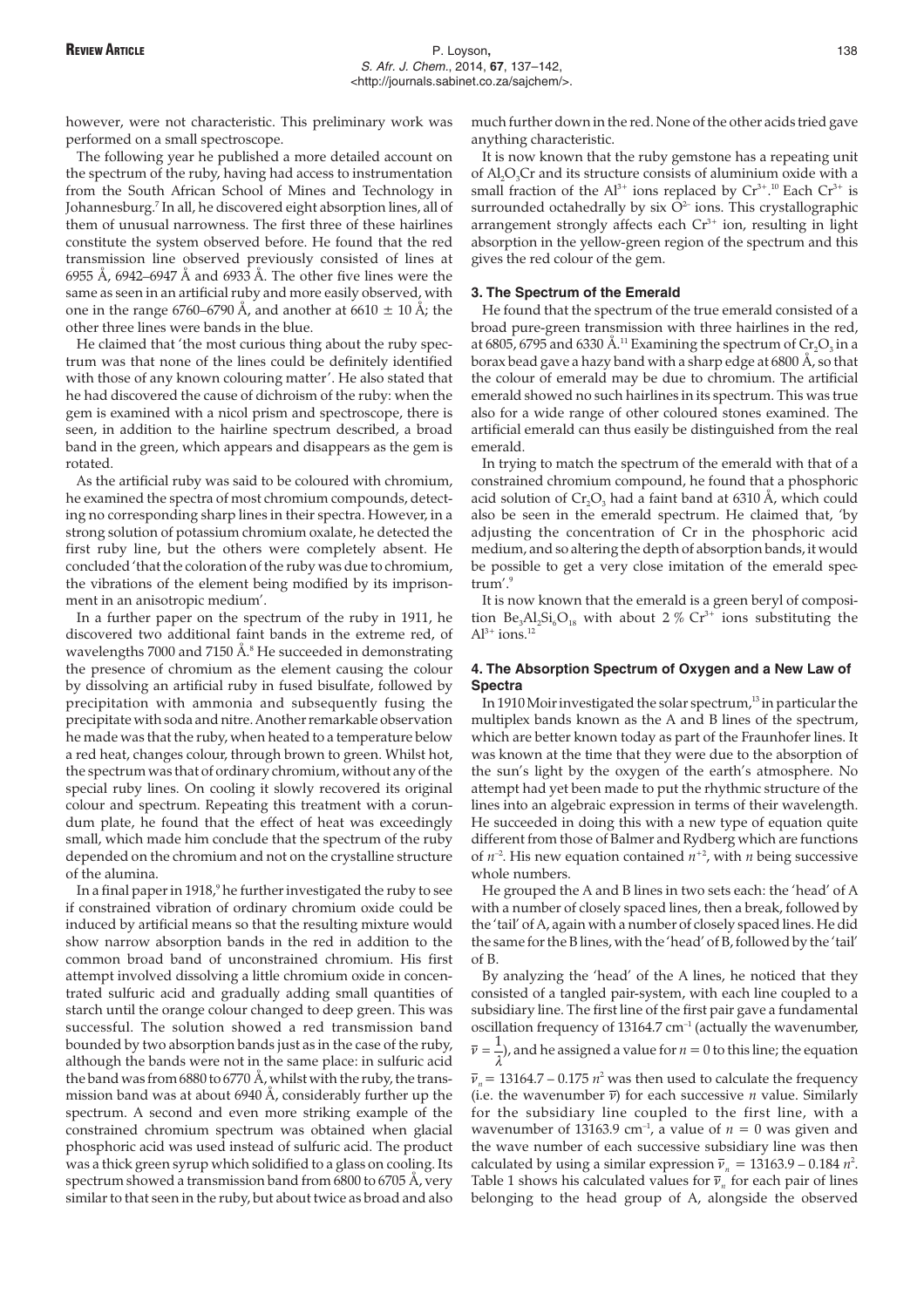however, were not characteristic. This preliminary work was performed on a small spectroscope.

The following year he published a more detailed account on the spectrum of the ruby, having had access to instrumentation from the South African School of Mines and Technology in Johannesburg.[7] In all, he discovered eight absorption lines, all of them of unusual narrowness. The first three of these hairlines constitute the system observed before. He found that the red transmission line observed previously consisted of lines at 6955 Å, 6942–6947 Å and 6933 Å. The other five lines were the same as seen in an artificial ruby and more easily observed, with one in the range 6760–6790 Å, and another at 6610 ± 10 Å; the other three lines were bands in the blue.

He claimed that 'the most curious thing about the ruby spectrum was that none of the lines could be definitely identified with those of any known colouring matter'. He also stated that he had discovered the cause of dichroism of the ruby: when the gem is examined with a nicol prism and spectroscope, there is seen, in addition to the hairline spectrum described, a broad band in the green, which appears and disappears as the gem is rotated.

As the artificial ruby was said to be coloured with chromium, he examined the spectra of most chromium compounds, detecting no corresponding sharp lines in their spectra. However, in a strong solution of potassium chromium oxalate, he detected the first ruby line, but the others were completely absent. He concluded 'that the coloration of the ruby was due to chromium, the vibrations of the element being modified by its imprisonment in an anisotropic medium'.

In a further paper on the spectrum of the ruby in 1911, he discovered two additional faint bands in the extreme red, of wavelengths 7000 and 7150 Å.[8] He succeeded in demonstrating the presence of chromium as the element causing the colour by dissolving an artificial ruby in fused bisulfate, followed by precipitation with ammonia and subsequently fusing the precipitate with soda and nitre. Another remarkable observation he made was that the ruby, when heated to a temperature below a red heat, changes colour, through brown to green. Whilst hot, the spectrum was that of ordinary chromium, without any of the special ruby lines. On cooling it slowly recovered its original colour and spectrum. Repeating this treatment with a corundum plate, he found that the effect of heat was exceedingly small, which made him conclude that the spectrum of the ruby depended on the chromium and not on the crystalline structure of the alumina.

In a final paper in 1918,[9] he further investigated the ruby to see if constrained vibration of ordinary chromium oxide could be induced by artificial means so that the resulting mixture would show narrow absorption bands in the red in addition to the common broad band of unconstrained chromium. His first attempt involved dissolving a little chromium oxide in concentrated sulfuric acid and gradually adding small quantities of starch until the orange colour changed to deep green. This was successful. The solution showed a red transmission band bounded by two absorption bands just as in the case of the ruby, although the bands were not in the same place: in sulfuric acid the band was from 6880 to 6770 Å, whilst with the ruby, the transmission band was at about 6940 Å, considerably further up the spectrum. A second and even more striking example of the constrained chromium spectrum was obtained when glacial phosphoric acid was used instead of sulfuric acid. The product was a thick green syrup which solidified to a glass on cooling. Its spectrum showed a transmission band from 6800 to 6705 Å, very similar to that seen in the ruby, but about twice as broad and also much further down in the red. None of the other acids tried gave anything characteristic.

It is now known that the ruby gemstone has a repeating unit of $Al_2O_3Cr$ and its structure consists of aluminium oxide with a small fraction of the $Al^{3+}$ ions replaced by $Cr^{3+}$.[10] Each $Cr^{3+}$ is surrounded octahedrally by six $O^{2-}$ ions. This crystallographic arrangement strongly affects each $Cr^{3+}$ ion, resulting in light absorption in the yellow-green region of the spectrum and this gives the red colour of the gem.

## 3. The Spectrum of the Emerald

He found that the spectrum of the true emerald consisted of a broad pure-green transmission with three hairlines in the red, at 6805, 6795 and 6330 Å.[11] Examining the spectrum of $Cr_2O_3$ in a borax bead gave a hazy band with a sharp edge at 6800 Å, so that the colour of emerald may be due to chromium. The artificial emerald showed no such hairlines in its spectrum. This was true also for a wide range of other coloured stones examined. The artificial emerald can thus easily be distinguished from the real emerald.

In trying to match the spectrum of the emerald with that of a constrained chromium compound, he found that a phosphoric acid solution of $Cr_2O_3$ had a faint band at 6310 Å, which could also be seen in the emerald spectrum. He claimed that, 'by adjusting the concentration of Cr in the phosphoric acid medium, and so altering the depth of absorption bands, it would be possible to get a very close imitation of the emerald spectrum'.[9]

It is now known that the emerald is a green beryl of composition $Be_3Al_2Si_6O_{18}$ with about 2 % $Cr^{3+}$ ions substituting the $Al^{3+}$ ions.[12]

## 4. The Absorption Spectrum of Oxygen and a New Law of Spectra

In 1910 Moir investigated the solar spectrum,[13] in particular the multiplex bands known as the A and B lines of the spectrum, which are better known today as part of the Fraunhofer lines. It was known at the time that they were due to the absorption of the sun's light by the oxygen of the earth's atmosphere. No attempt had yet been made to put the rhythmic structure of the lines into an algebraic expression in terms of their wavelength. He succeeded in doing this with a new type of equation quite different from those of Balmer and Rydberg which are functions of $n^{-2}$. His new equation contained $n^{+2}$, with $n$ being successive whole numbers.

He grouped the A and B lines in two sets each: the 'head' of A with a number of closely spaced lines, then a break, followed by the 'tail' of A, again with a number of closely spaced lines. He did the same for the B lines, with the 'head' of B, followed by the 'tail' of B.

By analyzing the 'head' of the A lines, he noticed that they consisted of a tangled pair-system, with each line coupled to a subsidiary line. The first line of the first pair gave a fundamental oscillation frequency of 13164.7 cm$^{-1}$ (actually the wavenumber, $\bar{\nu} = \frac{1}{\lambda}$), and he assigned a value for $n = 0$ to this line; the equation $\bar{\nu}_n = 13164.7 - 0.175\, n^2$ was then used to calculate the frequency (i.e. the wavenumber $\bar{\nu}$) for each successive $n$ value. Similarly for the subsidiary line coupled to the first line, with a wavenumber of 13163.9 cm$^{-1}$, a value of $n = 0$ was given and the wave number of each successive subsidiary line was then calculated by using a similar expression $\bar{\nu}_n = 13163.9 - 0.184\, n^2$. Table 1 shows his calculated values for $\bar{\nu}_n$ for each pair of lines belonging to the head group of A, alongside the observed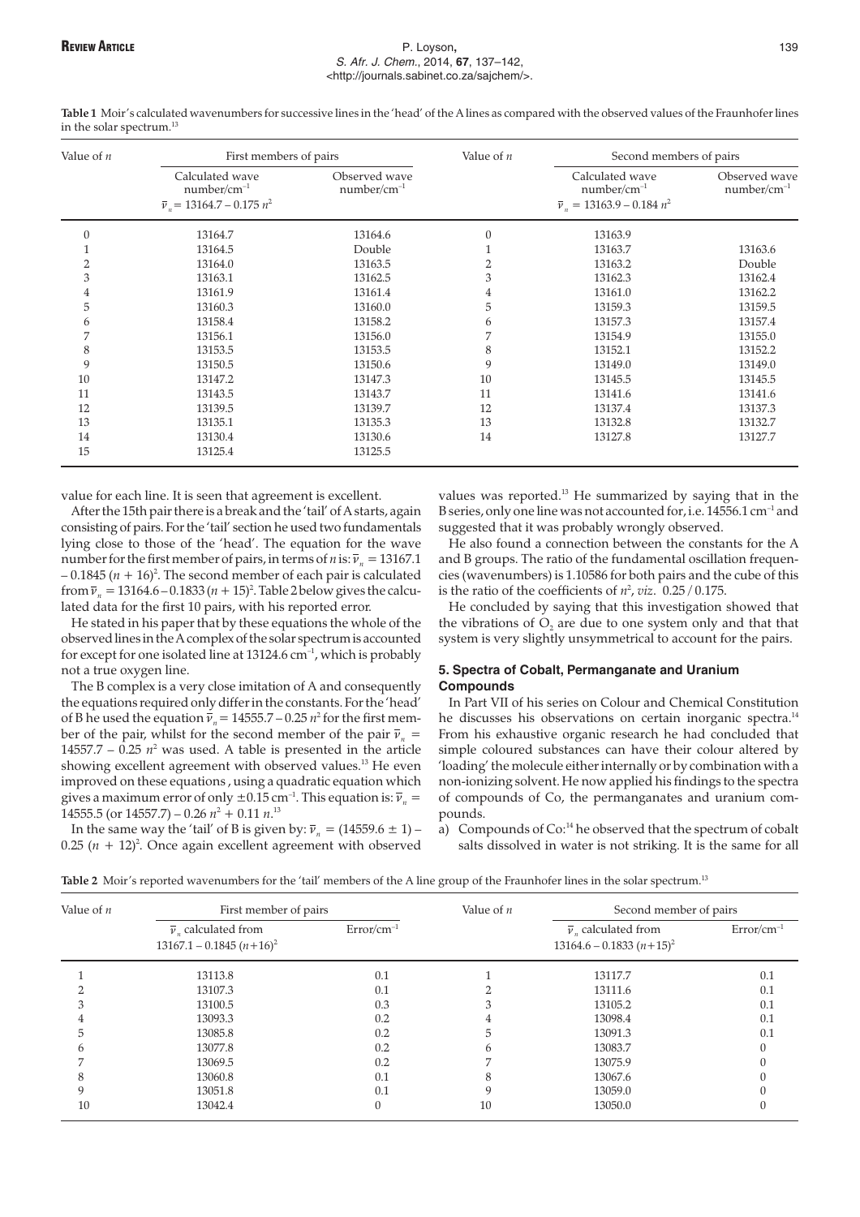**Table 1** Moir's calculated wavenumbers for successive lines in the 'head' of the A lines as compared with the observed values of the Fraunhofer lines in the solar spectrum.[13]

| Value of $n$ | First members of pairs | | Value of $n$ | Second members of pairs | |
|---|---|---|---|---|---|
| | Calculated wave number/cm$^{-1}$ $\bar{\nu}_n = 13164.7 - 0.175\,n^2$ | Observed wave number/cm$^{-1}$ | | Calculated wave number/cm$^{-1}$ $\bar{\nu}_n = 13163.9 - 0.184\,n^2$ | Observed wave number/cm$^{-1}$ |
| 0 | 13164.7 | 13164.6 | 0 | 13163.9 | |
| 1 | 13164.5 | Double | 1 | 13163.7 | 13163.6 |
| 2 | 13164.0 | 13163.5 | 2 | 13163.2 | Double |
| 3 | 13163.1 | 13162.5 | 3 | 13162.3 | 13162.4 |
| 4 | 13161.9 | 13161.4 | 4 | 13161.0 | 13162.2 |
| 5 | 13160.3 | 13160.0 | 5 | 13159.3 | 13159.5 |
| 6 | 13158.4 | 13158.2 | 6 | 13157.3 | 13157.4 |
| 7 | 13156.1 | 13156.0 | 7 | 13154.9 | 13155.0 |
| 8 | 13153.5 | 13153.5 | 8 | 13152.1 | 13152.2 |
| 9 | 13150.5 | 13150.6 | 9 | 13149.0 | 13149.0 |
| 10 | 13147.2 | 13147.3 | 10 | 13145.5 | 13145.5 |
| 11 | 13143.5 | 13143.7 | 11 | 13141.6 | 13141.6 |
| 12 | 13139.5 | 13139.7 | 12 | 13137.4 | 13137.3 |
| 13 | 13135.1 | 13135.3 | 13 | 13132.8 | 13132.7 |
| 14 | 13130.4 | 13130.6 | 14 | 13127.8 | 13127.7 |
| 15 | 13125.4 | 13125.5 | | | |

value for each line. It is seen that agreement is excellent.

After the 15th pair there is a break and the 'tail' of A starts, again consisting of pairs. For the 'tail' section he used two fundamentals lying close to those of the 'head'. The equation for the wave number for the first member of pairs, in terms of $n$ is: $\bar{\nu}_n = 13167.1 - 0.1845\,(n + 16)^2$. The second member of each pair is calculated from $\bar{\nu}_n = 13164.6 - 0.1833\,(n + 15)^2$. Table 2 below gives the calculated data for the first 10 pairs, with his reported error.

He stated in his paper that by these equations the whole of the observed lines in the A complex of the solar spectrum is accounted for except for one isolated line at 13124.6 cm$^{-1}$, which is probably not a true oxygen line.

The B complex is a very close imitation of A and consequently the equations required only differ in the constants. For the 'head' of B he used the equation $\bar{\nu}_n = 14555.7 - 0.25\,n^2$ for the first member of the pair, whilst for the second member of the pair $\bar{\nu}_n = 14557.7 - 0.25\,n^2$ was used. A table is presented in the article showing excellent agreement with observed values.[13] He even improved on these equations, using a quadratic equation which gives a maximum error of only $\pm 0.15$ cm$^{-1}$. This equation is: $\bar{\nu}_n = 14555.5$ (or $14557.7$) $- 0.26\,n^2 + 0.11\,n$.[13]

In the same way the 'tail' of B is given by: $\bar{\nu}_n = (14559.6 \pm 1) - 0.25\,(n + 12)^2$. Once again excellent agreement with observed values was reported.[13] He summarized by saying that in the B series, only one line was not accounted for, i.e. 14556.1 cm$^{-1}$ and suggested that it was probably wrongly observed.

He also found a connection between the constants for the A and B groups. The ratio of the fundamental oscillation frequencies (wavenumbers) is 1.10586 for both pairs and the cube of this is the ratio of the coefficients of $n^2$, *viz*. 0.25 / 0.175.

He concluded by saying that this investigation showed that the vibrations of $O_2$ are due to one system only and that that system is very slightly unsymmetrical to account for the pairs.

### 5. Spectra of Cobalt, Permanganate and Uranium Compounds

In Part VII of his series on Colour and Chemical Constitution he discusses his observations on certain inorganic spectra.[14] From his exhaustive organic research he had concluded that simple coloured substances can have their colour altered by 'loading' the molecule either internally or by combination with a non-ionizing solvent. He now applied his findings to the spectra of compounds of Co, the permanganates and uranium compounds.

a) Compounds of Co:[14] he observed that the spectrum of cobalt salts dissolved in water is not striking. It is the same for all

**Table 2** Moir's reported wavenumbers for the 'tail' members of the A line group of the Fraunhofer lines in the solar spectrum.[13]

| Value of $n$ | First member of pairs | | Value of $n$ | Second member of pairs | |
|---|---|---|---|---|---|
| | $\bar{\nu}_n$ calculated from $13167.1 - 0.1845\,(n+16)^2$ | Error/cm$^{-1}$ | | $\bar{\nu}_n$ calculated from $13164.6 - 0.1833\,(n+15)^2$ | Error/cm$^{-1}$ |
| 1 | 13113.8 | 0.1 | 1 | 13117.7 | 0.1 |
| 2 | 13107.3 | 0.1 | 2 | 13111.6 | 0.1 |
| 3 | 13100.5 | 0.3 | 3 | 13105.2 | 0.1 |
| 4 | 13093.3 | 0.2 | 4 | 13098.4 | 0.1 |
| 5 | 13085.8 | 0.2 | 5 | 13091.3 | 0.1 |
| 6 | 13077.8 | 0.2 | 6 | 13083.7 | 0 |
| 7 | 13069.5 | 0.2 | 7 | 13075.9 | 0 |
| 8 | 13060.8 | 0.1 | 8 | 13067.6 | 0 |
| 9 | 13051.8 | 0.1 | 9 | 13059.0 | 0 |
| 10 | 13042.4 | 0 | 10 | 13050.0 | 0 |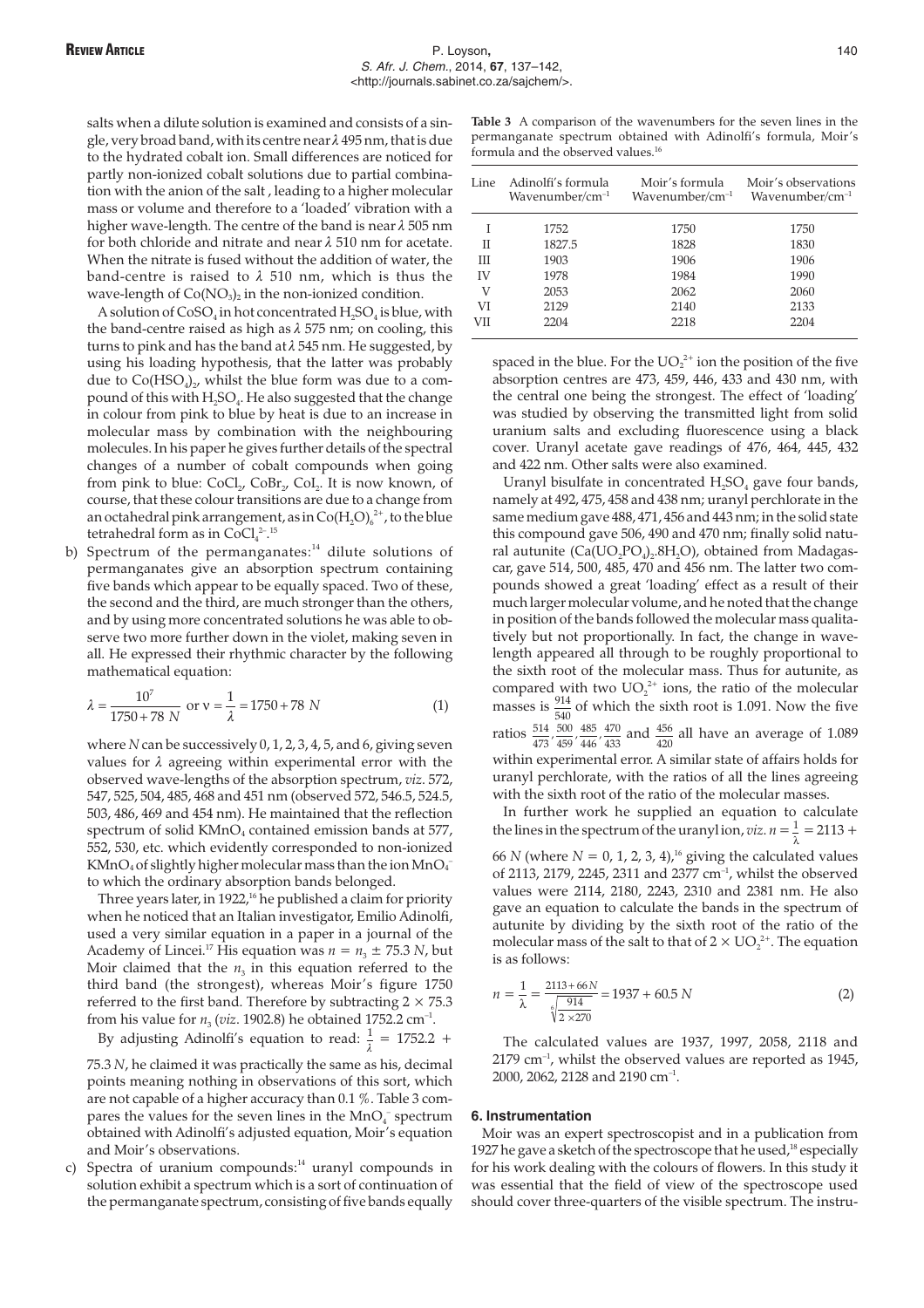salts when a dilute solution is examined and consists of a single, very broad band, with its centre near $\lambda$ 495 nm, that is due to the hydrated cobalt ion. Small differences are noticed for partly non-ionized cobalt solutions due to partial combination with the anion of the salt , leading to a higher molecular mass or volume and therefore to a 'loaded' vibration with a higher wave-length. The centre of the band is near $\lambda$ 505 nm for both chloride and nitrate and near $\lambda$ 510 nm for acetate. When the nitrate is fused without the addition of water, the band-centre is raised to $\lambda$ 510 nm, which is thus the wave-length of $Co(NO_3)_2$ in the non-ionized condition.

A solution of $CoSO_4$ in hot concentrated $H_2SO_4$ is blue, with the band-centre raised as high as $\lambda$ 575 nm; on cooling, this turns to pink and has the band at $\lambda$ 545 nm. He suggested, by using his loading hypothesis, that the latter was probably due to $Co(HSO_4)_2$, whilst the blue form was due to a compound of this with $H_2SO_4$. He also suggested that the change in colour from pink to blue by heat is due to an increase in molecular mass by combination with the neighbouring molecules. In his paper he gives further details of the spectral changes of a number of cobalt compounds when going from pink to blue: $CoCl_2$, $CoBr_2$, $CoI_2$. It is now known, of course, that these colour transitions are due to a change from an octahedral pink arrangement, as in $Co(H_2O)_6^{2+}$, to the blue tetrahedral form as in $CoCl_4^{2-}$.[15]

b) Spectrum of the permanganates:[14] dilute solutions of permanganates give an absorption spectrum containing five bands which appear to be equally spaced. Two of these, the second and the third, are much stronger than the others, and by using more concentrated solutions he was able to observe two more further down in the violet, making seven in all. He expressed their rhythmic character by the following mathematical equation:

$$\lambda = \frac{10^7}{1750 + 78\ N} \text{ or } \nu = \frac{1}{\lambda} = 1750 + 78\ N \tag{1}$$

where $N$ can be successively 0, 1, 2, 3, 4, 5, and 6, giving seven values for $\lambda$ agreeing within experimental error with the observed wave-lengths of the absorption spectrum, *viz*. 572, 547, 525, 504, 485, 468 and 451 nm (observed 572, 546.5, 524.5, 503, 486, 469 and 454 nm). He maintained that the reflection spectrum of solid $KMnO_4$ contained emission bands at 577, 552, 530, etc. which evidently corresponded to non-ionized $KMnO_4$ of slightly higher molecular mass than the ion $MnO_4^-$ to which the ordinary absorption bands belonged.

Three years later, in 1922,[16] he published a claim for priority when he noticed that an Italian investigator, Emilio Adinolfi, used a very similar equation in a paper in a journal of the Academy of Lincei.[17] His equation was $n = n_3 \pm 75.3\ N$, but Moir claimed that the $n_3$ in this equation referred to the third band (the strongest), whereas Moir's figure 1750 referred to the first band. Therefore by subtracting $2 \times 75.3$ from his value for $n_3$ (*viz*. 1902.8) he obtained 1752.2 $cm^{-1}$.

By adjusting Adinolfi's equation to read: $\frac{1}{\lambda} = 1752.2 + 75.3\ N$, he claimed it was practically the same as his, decimal points meaning nothing in observations of this sort, which are not capable of a higher accuracy than 0.1 %. Table 3 compares the values for the seven lines in the $MnO_4^-$ spectrum obtained with Adinolfi's adjusted equation, Moir's equation and Moir's observations.

c) Spectra of uranium compounds:[14] uranyl compounds in solution exhibit a spectrum which is a sort of continuation of the permanganate spectrum, consisting of five bands equally spaced in the blue. For the $UO_2^{2+}$ ion the position of the five absorption centres are 473, 459, 446, 433 and 430 nm, with the central one being the strongest. The effect of 'loading' was studied by observing the transmitted light from solid uranium salts and excluding fluorescence using a black cover. Uranyl acetate gave readings of 476, 464, 445, 432 and 422 nm. Other salts were also examined.

Uranyl bisulfate in concentrated $H_2SO_4$ gave four bands, namely at 492, 475, 458 and 438 nm; uranyl perchlorate in the same medium gave 488, 471, 456 and 443 nm; in the solid state this compound gave 506, 490 and 470 nm; finally solid natural autunite ($Ca(UO_2PO_4)_2.8H_2O$), obtained from Madagascar, gave 514, 500, 485, 470 and 456 nm. The latter two compounds showed a great 'loading' effect as a result of their much larger molecular volume, and he noted that the change in position of the bands followed the molecular mass qualitatively but not proportionally. In fact, the change in wavelength appeared all through to be roughly proportional to the sixth root of the molecular mass. Thus for autunite, as compared with two $UO_2^{2+}$ ions, the ratio of the molecular masses is $\frac{914}{540}$ of which the sixth root is 1.091. Now the five ratios $\frac{514}{473}, \frac{500}{459}, \frac{485}{446}, \frac{470}{433}$ and $\frac{456}{420}$ all have an average of 1.089 within experimental error. A similar state of affairs holds for uranyl perchlorate, with the ratios of all the lines agreeing with the sixth root of the ratio of the molecular masses.

In further work he supplied an equation to calculate the lines in the spectrum of the uranyl ion, *viz*. $n = \frac{1}{\lambda} = 2113 + 66\ N$ (where $N = 0, 1, 2, 3, 4$),[16] giving the calculated values of 2113, 2179, 2245, 2311 and 2377 $cm^{-1}$, whilst the observed values were 2114, 2180, 2243, 2310 and 2381 nm. He also gave an equation to calculate the bands in the spectrum of autunite by dividing by the sixth root of the ratio of the molecular mass of the salt to that of $2 \times UO_2^{2+}$. The equation is as follows:

$$n = \frac{1}{\lambda} = \frac{2113 + 66N}{\sqrt[6]{\frac{914}{2 \times 270}}} = 1937 + 60.5\ N \tag{2}$$

The calculated values are 1937, 1997, 2058, 2118 and 2179 $cm^{-1}$, whilst the observed values are reported as 1945, 2000, 2062, 2128 and 2190 $cm^{-1}$.

**Table 3** A comparison of the wavenumbers for the seven lines in the permanganate spectrum obtained with Adinolfi's formula, Moir's formula and the observed values.[16]

| Line | Adinolfi's formula Wavenumber/$cm^{-1}$ | Moir's formula Wavenumber/$cm^{-1}$ | Moir's observations Wavenumber/$cm^{-1}$ |
|---|---|---|---|
| I | 1752 | 1750 | 1750 |
| II | 1827.5 | 1828 | 1830 |
| III | 1903 | 1906 | 1906 |
| IV | 1978 | 1984 | 1990 |
| V | 2053 | 2062 | 2060 |
| VI | 2129 | 2140 | 2133 |
| VII | 2204 | 2218 | 2204 |

## 6. Instrumentation

Moir was an expert spectroscopist and in a publication from 1927 he gave a sketch of the spectroscope that he used,[18] especially for his work dealing with the colours of flowers. In this study it was essential that the field of view of the spectroscope used should cover three-quarters of the visible spectrum. The instru-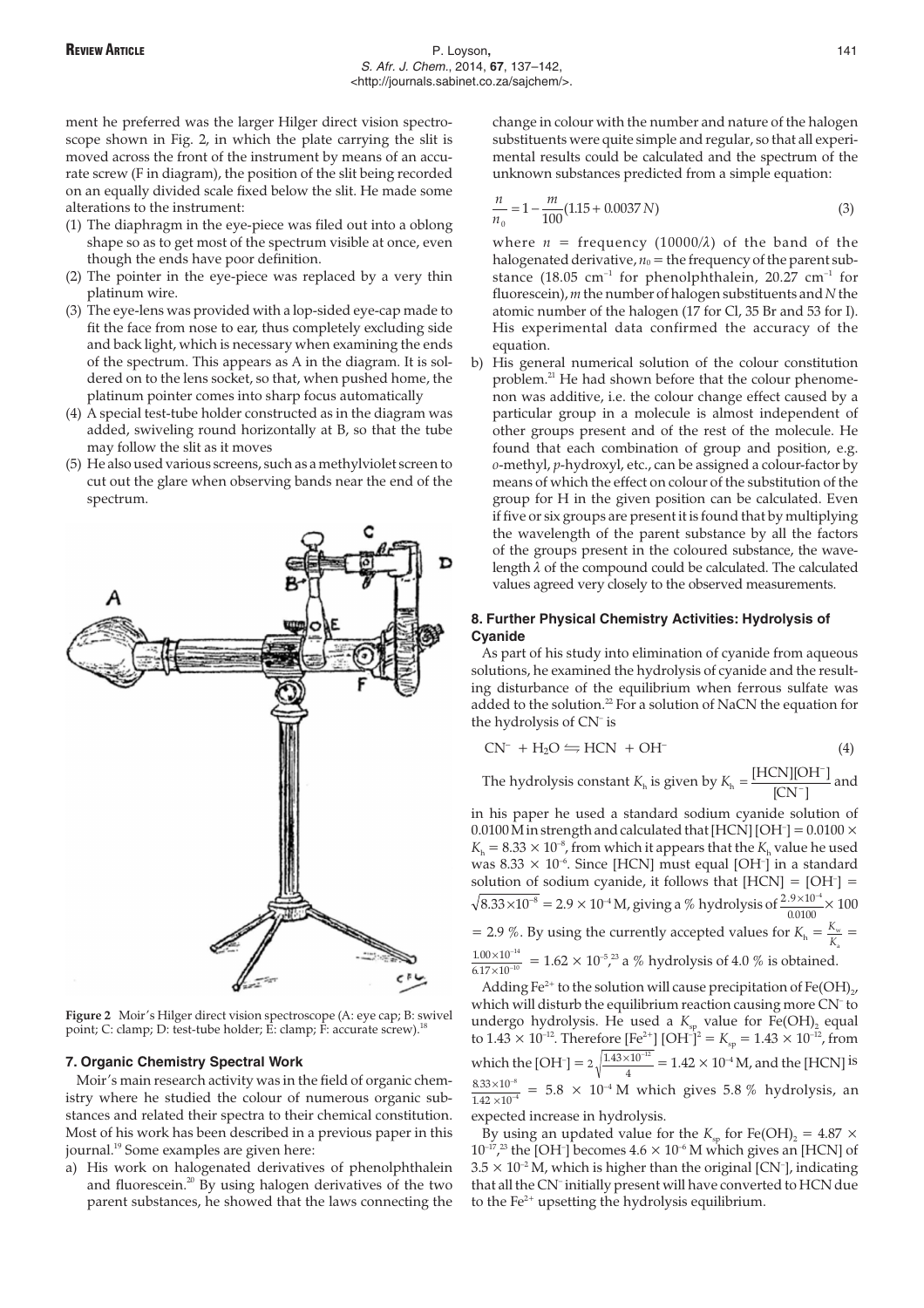ment he preferred was the larger Hilger direct vision spectroscope shown in Fig. 2, in which the plate carrying the slit is moved across the front of the instrument by means of an accurate screw (F in diagram), the position of the slit being recorded on an equally divided scale fixed below the slit. He made some alterations to the instrument:

(1) The diaphragm in the eye-piece was filed out into a oblong shape so as to get most of the spectrum visible at once, even though the ends have poor definition.
(2) The pointer in the eye-piece was replaced by a very thin platinum wire.
(3) The eye-lens was provided with a lop-sided eye-cap made to fit the face from nose to ear, thus completely excluding side and back light, which is necessary when examining the ends of the spectrum. This appears as A in the diagram. It is soldered on to the lens socket, so that, when pushed home, the platinum pointer comes into sharp focus automatically
(4) A special test-tube holder constructed as in the diagram was added, swiveling round horizontally at B, so that the tube may follow the slit as it moves
(5) He also used various screens, such as a methylviolet screen to cut out the glare when observing bands near the end of the spectrum.

**Figure 2** Moir's Hilger direct vision spectroscope (A: eye cap; B: swivel point; C: clamp; D: test-tube holder; E: clamp; F: accurate screw).[18]

## 7. Organic Chemistry Spectral Work

Moir's main research activity was in the field of organic chemistry where he studied the colour of numerous organic substances and related their spectra to their chemical constitution. Most of his work has been described in a previous paper in this journal.[19] Some examples are given here:

a) His work on halogenated derivatives of phenolphthalein and fluorescein.[20] By using halogen derivatives of the two parent substances, he showed that the laws connecting the change in colour with the number and nature of the halogen substituents were quite simple and regular, so that all experimental results could be calculated and the spectrum of the unknown substances predicted from a simple equation:

$$\frac{n}{n_0} = 1 - \frac{m}{100}(1.15 + 0.0037\,N) \tag{3}$$

where $n$ = frequency ($10000/\lambda$) of the band of the halogenated derivative, $n_0$ = the frequency of the parent substance (18.05 cm$^{-1}$ for phenolphthalein, 20.27 cm$^{-1}$ for fluorescein), $m$ the number of halogen substituents and $N$ the atomic number of the halogen (17 for Cl, 35 Br and 53 for I). His experimental data confirmed the accuracy of the equation.

b) His general numerical solution of the colour constitution problem.[21] He had shown before that the colour phenomenon was additive, i.e. the colour change effect caused by a particular group in a molecule is almost independent of other groups present and of the rest of the molecule. He found that each combination of group and position, e.g. *o*-methyl, *p*-hydroxyl, etc., can be assigned a colour-factor by means of which the effect on colour of the substitution of the group for H in the given position can be calculated. Even if five or six groups are present it is found that by multiplying the wavelength of the parent substance by all the factors of the groups present in the coloured substance, the wavelength $\lambda$ of the compound could be calculated. The calculated values agreed very closely to the observed measurements.

## 8. Further Physical Chemistry Activities: Hydrolysis of Cyanide

As part of his study into elimination of cyanide from aqueous solutions, he examined the hydrolysis of cyanide and the resulting disturbance of the equilibrium when ferrous sulfate was added to the solution.[22] For a solution of NaCN the equation for the hydrolysis of $CN^-$ is

$$CN^- + H_2O \rightleftharpoons HCN + OH^- \tag{4}$$

The hydrolysis constant $K_h$ is given by $K_h = \frac{[HCN][OH^-]}{[CN^-]}$ and in his paper he used a standard sodium cyanide solution of 0.0100 M in strength and calculated that $[HCN][OH^-] = 0.0100 \times K_h = 8.33 \times 10^{-8}$, from which it appears that the $K_h$ value he used was $8.33 \times 10^{-6}$. Since [HCN] must equal $[OH^-]$ in a standard solution of sodium cyanide, it follows that $[HCN] = [OH^-] = \sqrt{8.33 \times 10^{-8}} = 2.9 \times 10^{-4}$ M, giving a % hydrolysis of $\frac{2.9 \times 10^{-4}}{0.0100} \times 100$ = 2.9 %. By using the currently accepted values for $K_h = \frac{K_w}{K_a} = \frac{1.00 \times 10^{-14}}{6.17 \times 10^{-10}} = 1.62 \times 10^{-5}$,[23] a % hydrolysis of 4.0 % is obtained.

Adding $Fe^{2+}$ to the solution will cause precipitation of $Fe(OH)_2$, which will disturb the equilibrium reaction causing more $CN^-$ to undergo hydrolysis. He used a $K_{sp}$ value for $Fe(OH)_2$ equal to $1.43 \times 10^{-12}$. Therefore $[Fe^{2+}][OH^-]^2 = K_{sp} = 1.43 \times 10^{-12}$, from which the $[OH^-] = 2\sqrt[3]{\frac{1.43 \times 10^{-12}}{4}} = 1.42 \times 10^{-4}$ M, and the [HCN] is $\frac{8.33 \times 10^{-8}}{1.42 \times 10^{-4}} = 5.8 \times 10^{-4}$ M which gives 5.8 % hydrolysis, an expected increase in hydrolysis.

By using an updated value for the $K_{sp}$ for $Fe(OH)_2 = 4.87 \times 10^{-17}$,[23] the $[OH^-]$ becomes $4.6 \times 10^{-6}$ M which gives an [HCN] of $3.5 \times 10^{-2}$ M, which is higher than the original $[CN^-]$, indicating that all the $CN^-$ initially present will have converted to HCN due to the $Fe^{2+}$ upsetting the hydrolysis equilibrium.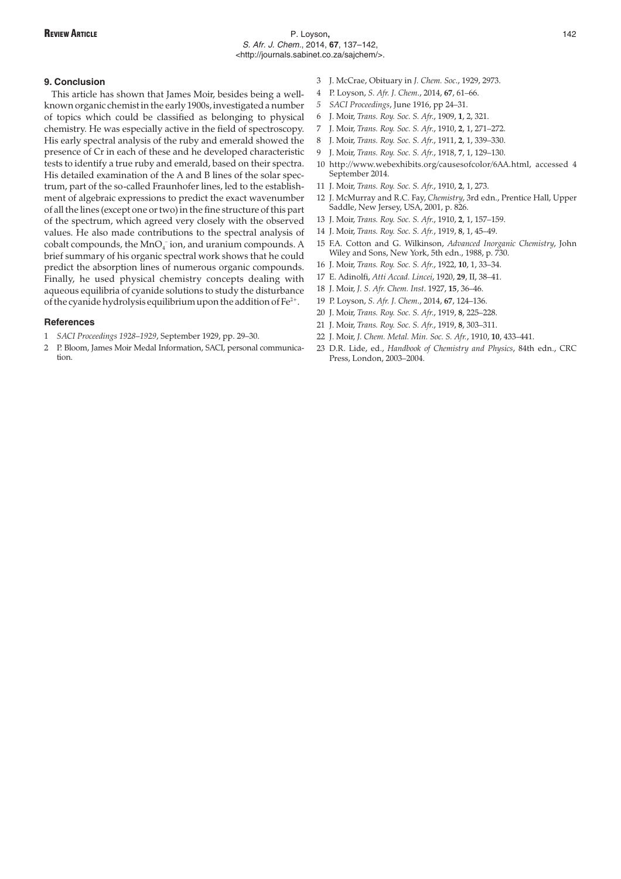## 9. Conclusion

This article has shown that James Moir, besides being a well-known organic chemist in the early 1900s, investigated a number of topics which could be classified as belonging to physical chemistry. He was especially active in the field of spectroscopy. His early spectral analysis of the ruby and emerald showed the presence of Cr in each of these and he developed characteristic tests to identify a true ruby and emerald, based on their spectra. His detailed examination of the A and B lines of the solar spectrum, part of the so-called Fraunhofer lines, led to the establishment of algebraic expressions to predict the exact wavenumber of all the lines (except one or two) in the fine structure of this part of the spectrum, which agreed very closely with the observed values. He also made contributions to the spectral analysis of cobalt compounds, the $MnO_4^-$ ion, and uranium compounds. A brief summary of his organic spectral work shows that he could predict the absorption lines of numerous organic compounds. Finally, he used physical chemistry concepts dealing with aqueous equilibria of cyanide solutions to study the disturbance of the cyanide hydrolysis equilibrium upon the addition of $Fe^{2+}$.

## References

1. *SACI Proceedings 1928–1929*, September 1929, pp. 29–30.
2. P. Bloom, James Moir Medal Information, SACI, personal communication.
3. J. McCrae, Obituary in *J. Chem. Soc.*, 1929, 2973.
4. P. Loyson, *S. Afr. J. Chem.*, 2014, **67**, 61–66.
5. *SACI Proceedings*, June 1916, pp 24–31.
6. J. Moir, *Trans. Roy. Soc. S. Afr.*, 1909, **1**, 2, 321.
7. J. Moir, *Trans. Roy. Soc. S. Afr.*, 1910, **2**, 1, 271–272.
8. J. Moir, *Trans. Roy. Soc. S. Afr.*, 1911, **2**, 1, 339–330.
9. J. Moir, *Trans. Roy. Soc. S. Afr.*, 1918, **7**, 1, 129–130.
10. http://www.webexhibits.org/causesofcolor/6AA.html, accessed 4 September 2014.
11. J. Moir, *Trans. Roy. Soc. S. Afr.*, 1910, **2**, 1, 273.
12. J. McMurray and R.C. Fay, *Chemistry*, 3rd edn., Prentice Hall, Upper Saddle, New Jersey, USA, 2001, p. 826.
13. J. Moir, *Trans. Roy. Soc. S. Afr.*, 1910, **2**, 1, 157–159.
14. J. Moir, *Trans. Roy. Soc. S. Afr.*, 1919, **8**, 1, 45–49.
15. F.A. Cotton and G. Wilkinson, *Advanced Inorganic Chemistry*, John Wiley and Sons, New York, 5th edn., 1988, p. 730.
16. J. Moir, *Trans. Roy. Soc. S. Afr.*, 1922, **10**, 1, 33–34.
17. E. Adinolfi, *Atti Accad. Lincei*, 1920, **29**, II, 38–41.
18. J. Moir, *J. S. Afr. Chem. Inst.* 1927, **15**, 36–46.
19. P. Loyson, *S. Afr. J. Chem.*, 2014, **67**, 124–136.
20. J. Moir, *Trans. Roy. Soc. S. Afr.*, 1919, **8**, 225–228.
21. J. Moir, *Trans. Roy. Soc. S. Afr.*, 1919, **8**, 303–311.
22. J. Moir, *J. Chem. Metal. Min. Soc. S. Afr.*, 1910, **10**, 433–441.
23. D.R. Lide, ed., *Handbook of Chemistry and Physics*, 84th edn., CRC Press, London, 2003–2004.